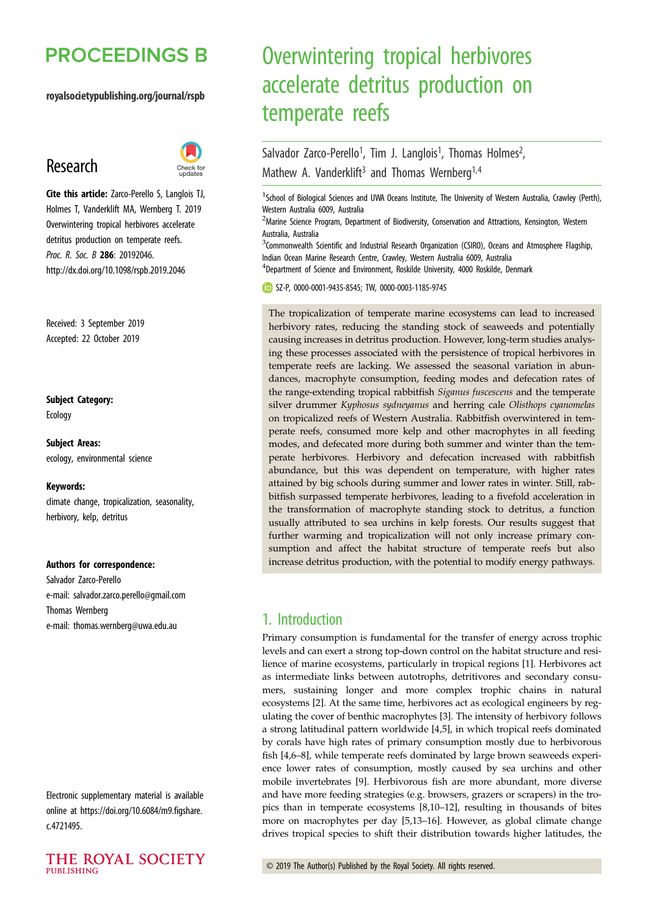# PROCEEDINGS B

royalsocietypublishing.org/journal/rspb

## Research

**Cite this article:** Zarco-Perello S, Langlois TJ, Holmes T, Vanderklift MA, Wernberg T. 2019 Overwintering tropical herbivores accelerate detritus production on temperate reefs. *Proc. R. Soc. B* **286**: 20192046. http://dx.doi.org/10.1098/rspb.2019.2046

Received: 3 September 2019
Accepted: 22 October 2019

**Subject Category:**
Ecology

**Subject Areas:**
ecology, environmental science

**Keywords:**
climate change, tropicalization, seasonality, herbivory, kelp, detritus

**Authors for correspondence:**
Salvador Zarco-Perello
e-mail: salvador.zarco.perello@gmail.com
Thomas Wernberg
e-mail: thomas.wernberg@uwa.edu.au

Electronic supplementary material is available online at https://doi.org/10.6084/m9.figshare.c.4721495.

# Overwintering tropical herbivores accelerate detritus production on temperate reefs

Salvador Zarco-Perello[1], Tim J. Langlois[1], Thomas Holmes[2], Mathew A. Vanderklift[3] and Thomas Wernberg[1,4]

[1]School of Biological Sciences and UWA Oceans Institute, The University of Western Australia, Crawley (Perth), Western Australia 6009, Australia
[2]Marine Science Program, Department of Biodiversity, Conservation and Attractions, Kensington, Western Australia, Australia
[3]Commonwealth Scientific and Industrial Research Organization (CSIRO), Oceans and Atmosphere Flagship, Indian Ocean Marine Research Centre, Crawley, Western Australia 6009, Australia
[4]Department of Science and Environment, Roskilde University, 4000 Roskilde, Denmark

SZ-P, 0000-0001-9435-8545; TW, 0000-0003-1185-9745

The tropicalization of temperate marine ecosystems can lead to increased herbivory rates, reducing the standing stock of seaweeds and potentially causing increases in detritus production. However, long-term studies analysing these processes associated with the persistence of tropical herbivores in temperate reefs are lacking. We assessed the seasonal variation in abundances, macrophyte consumption, feeding modes and defecation rates of the range-extending tropical rabbitfish *Siganus fuscescens* and the temperate silver drummer *Kyphosus sydneyanus* and herring cale *Olisthops cyanomelas* on tropicalized reefs of Western Australia. Rabbitfish overwintered in temperate reefs, consumed more kelp and other macrophytes in all feeding modes, and defecated more during both summer and winter than the temperate herbivores. Herbivory and defecation increased with rabbitfish abundance, but this was dependent on temperature, with higher rates attained by big schools during summer and lower rates in winter. Still, rabbitfish surpassed temperate herbivores, leading to a fivefold acceleration in the transformation of macrophyte standing stock to detritus, a function usually attributed to sea urchins in kelp forests. Our results suggest that further warming and tropicalization will not only increase primary consumption and affect the habitat structure of temperate reefs but also increase detritus production, with the potential to modify energy pathways.

## 1. Introduction

Primary consumption is fundamental for the transfer of energy across trophic levels and can exert a strong top-down control on the habitat structure and resilience of marine ecosystems, particularly in tropical regions [1]. Herbivores act as intermediate links between autotrophs, detritivores and secondary consumers, sustaining longer and more complex trophic chains in natural ecosystems [2]. At the same time, herbivores act as ecological engineers by regulating the cover of benthic macrophytes [3]. The intensity of herbivory follows a strong latitudinal pattern worldwide [4,5], in which tropical reefs dominated by corals have high rates of primary consumption mostly due to herbivorous fish [4,6–8], while temperate reefs dominated by large brown seaweeds experience lower rates of consumption, mostly caused by sea urchins and other mobile invertebrates [9]. Herbivorous fish are more abundant, more diverse and have more feeding strategies (e.g. browsers, grazers or scrapers) in the tropics than in temperate ecosystems [8,10–12], resulting in thousands of bites more on macrophytes per day [5,13–16]. However, as global climate change drives tropical species to shift their distribution towards higher latitudes, the

© 2019 The Author(s) Published by the Royal Society. All rights reserved.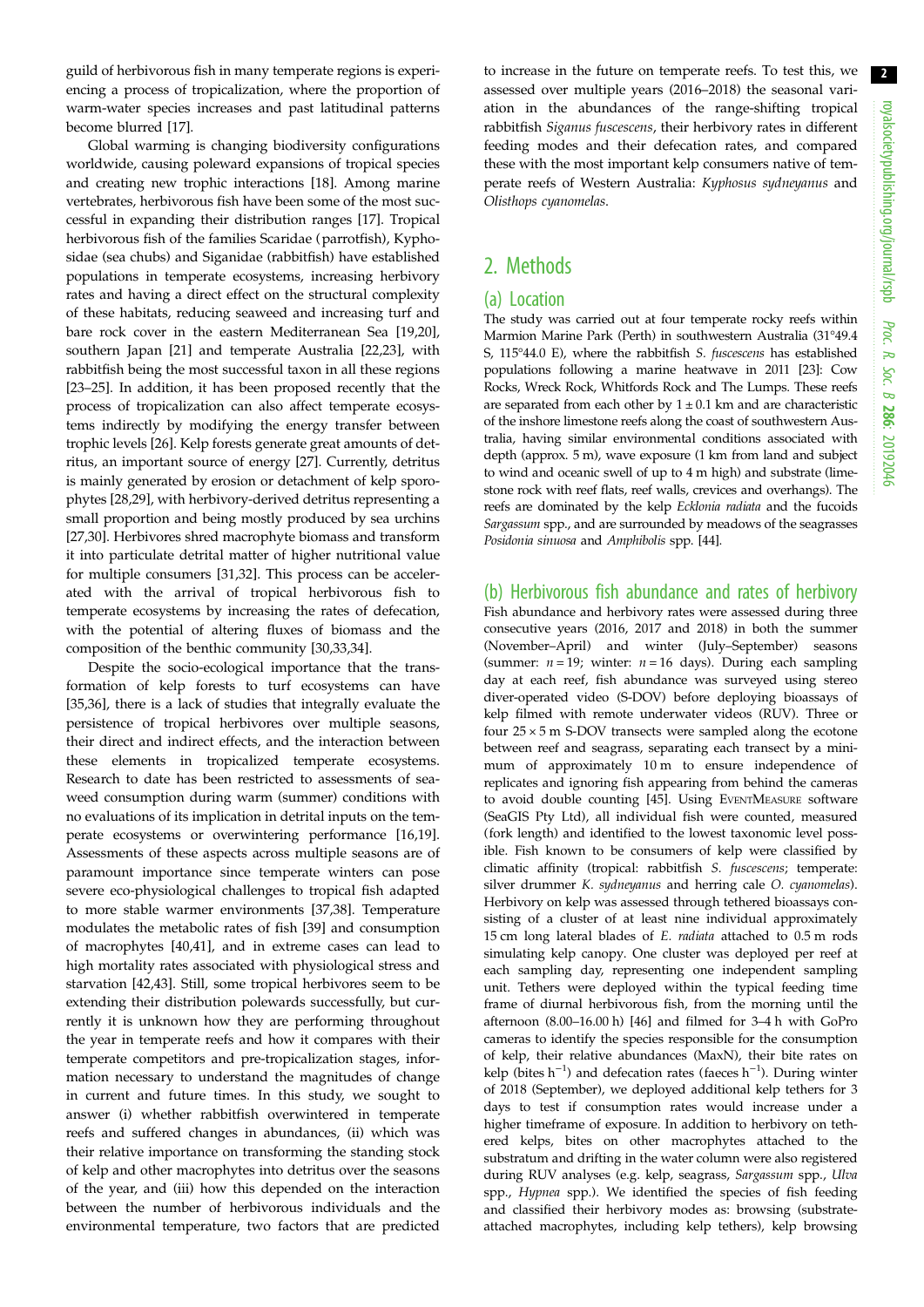guild of herbivorous fish in many temperate regions is experiencing a process of tropicalization, where the proportion of warm-water species increases and past latitudinal patterns become blurred [17].

Global warming is changing biodiversity configurations worldwide, causing poleward expansions of tropical species and creating new trophic interactions [18]. Among marine vertebrates, herbivorous fish have been some of the most successful in expanding their distribution ranges [17]. Tropical herbivorous fish of the families Scaridae (parrotfish), Kyphosidae (sea chubs) and Siganidae (rabbitfish) have established populations in temperate ecosystems, increasing herbivory rates and having a direct effect on the structural complexity of these habitats, reducing seaweed and increasing turf and bare rock cover in the eastern Mediterranean Sea [19,20], southern Japan [21] and temperate Australia [22,23], with rabbitfish being the most successful taxon in all these regions [23–25]. In addition, it has been proposed recently that the process of tropicalization can also affect temperate ecosystems indirectly by modifying the energy transfer between trophic levels [26]. Kelp forests generate great amounts of detritus, an important source of energy [27]. Currently, detritus is mainly generated by erosion or detachment of kelp sporophytes [28,29], with herbivory-derived detritus representing a small proportion and being mostly produced by sea urchins [27,30]. Herbivores shred macrophyte biomass and transform it into particulate detrital matter of higher nutritional value for multiple consumers [31,32]. This process can be accelerated with the arrival of tropical herbivorous fish to temperate ecosystems by increasing the rates of defecation, with the potential of altering fluxes of biomass and the composition of the benthic community [30,33,34].

Despite the socio-ecological importance that the transformation of kelp forests to turf ecosystems can have [35,36], there is a lack of studies that integrally evaluate the persistence of tropical herbivores over multiple seasons, their direct and indirect effects, and the interaction between these elements in tropicalized temperate ecosystems. Research to date has been restricted to assessments of seaweed consumption during warm (summer) conditions with no evaluations of its implication in detrital inputs on the temperate ecosystems or overwintering performance [16,19]. Assessments of these aspects across multiple seasons are of paramount importance since temperate winters can pose severe eco-physiological challenges to tropical fish adapted to more stable warmer environments [37,38]. Temperature modulates the metabolic rates of fish [39] and consumption of macrophytes [40,41], and in extreme cases can lead to high mortality rates associated with physiological stress and starvation [42,43]. Still, some tropical herbivores seem to be extending their distribution polewards successfully, but currently it is unknown how they are performing throughout the year in temperate reefs and how it compares with their temperate competitors and pre-tropicalization stages, information necessary to understand the magnitudes of change in current and future times. In this study, we sought to answer (i) whether rabbitfish overwintered in temperate reefs and suffered changes in abundances, (ii) which was their relative importance on transforming the standing stock of kelp and other macrophytes into detritus over the seasons of the year, and (iii) how this depended on the interaction between the number of herbivorous individuals and the environmental temperature, two factors that are predicted to increase in the future on temperate reefs. To test this, we assessed over multiple years (2016–2018) the seasonal variation in the abundances of the range-shifting tropical rabbitfish *Siganus fuscescens*, their herbivory rates in different feeding modes and their defecation rates, and compared these with the most important kelp consumers native of temperate reefs of Western Australia: *Kyphosus sydneyanus* and *Olisthops cyanomelas*.

## 2. Methods

### (a) Location

The study was carried out at four temperate rocky reefs within Marmion Marine Park (Perth) in southwestern Australia (31°49.4 S, 115°44.0 E), where the rabbitfish *S. fuscescens* has established populations following a marine heatwave in 2011 [23]: Cow Rocks, Wreck Rock, Whitfords Rock and The Lumps. These reefs are separated from each other by $1 \pm 0.1$ km and are characteristic of the inshore limestone reefs along the coast of southwestern Australia, having similar environmental conditions associated with depth (approx. 5 m), wave exposure (1 km from land and subject to wind and oceanic swell of up to 4 m high) and substrate (limestone rock with reef flats, reef walls, crevices and overhangs). The reefs are dominated by the kelp *Ecklonia radiata* and the fucoids *Sargassum* spp., and are surrounded by meadows of the seagrasses *Posidonia sinuosa* and *Amphibolis* spp. [44].

### (b) Herbivorous fish abundance and rates of herbivory

Fish abundance and herbivory rates were assessed during three consecutive years (2016, 2017 and 2018) in both the summer (November–April) and winter (July–September) seasons (summer: $n = 19$; winter: $n = 16$ days). During each sampling day at each reef, fish abundance was surveyed using stereo diver-operated video (S-DOV) before deploying bioassays of kelp filmed with remote underwater videos (RUV). Three or four $25 \times 5$ m S-DOV transects were sampled along the ecotone between reef and seagrass, separating each transect by a minimum of approximately 10 m to ensure independence of replicates and ignoring fish appearing from behind the cameras to avoid double counting [45]. Using EventMeasure software (SeaGIS Pty Ltd), all individual fish were counted, measured (fork length) and identified to the lowest taxonomic level possible. Fish known to be consumers of kelp were classified by climatic affinity (tropical: rabbitfish *S. fuscescens*; temperate: silver drummer *K. sydneyanus* and herring cale *O. cyanomelas*). Herbivory on kelp was assessed through tethered bioassays consisting of a cluster of at least nine individual approximately 15 cm long lateral blades of *E. radiata* attached to 0.5 m rods simulating kelp canopy. One cluster was deployed per reef at each sampling day, representing one independent sampling unit. Tethers were deployed within the typical feeding time frame of diurnal herbivorous fish, from the morning until the afternoon (8.00–16.00 h) [46] and filmed for 3–4 h with GoPro cameras to identify the species responsible for the consumption of kelp, their relative abundances (MaxN), their bite rates on kelp (bites $h^{-1}$) and defecation rates (faeces $h^{-1}$). During winter of 2018 (September), we deployed additional kelp tethers for 3 days to test if consumption rates would increase under a higher timeframe of exposure. In addition to herbivory on tethered kelps, bites on other macrophytes attached to the substratum and drifting in the water column were also registered during RUV analyses (e.g. kelp, seagrass, *Sargassum* spp., *Ulva* spp., *Hypnea* spp.). We identified the species of fish feeding and classified their herbivory modes as: browsing (substrate-attached macrophytes, including kelp tethers), kelp browsing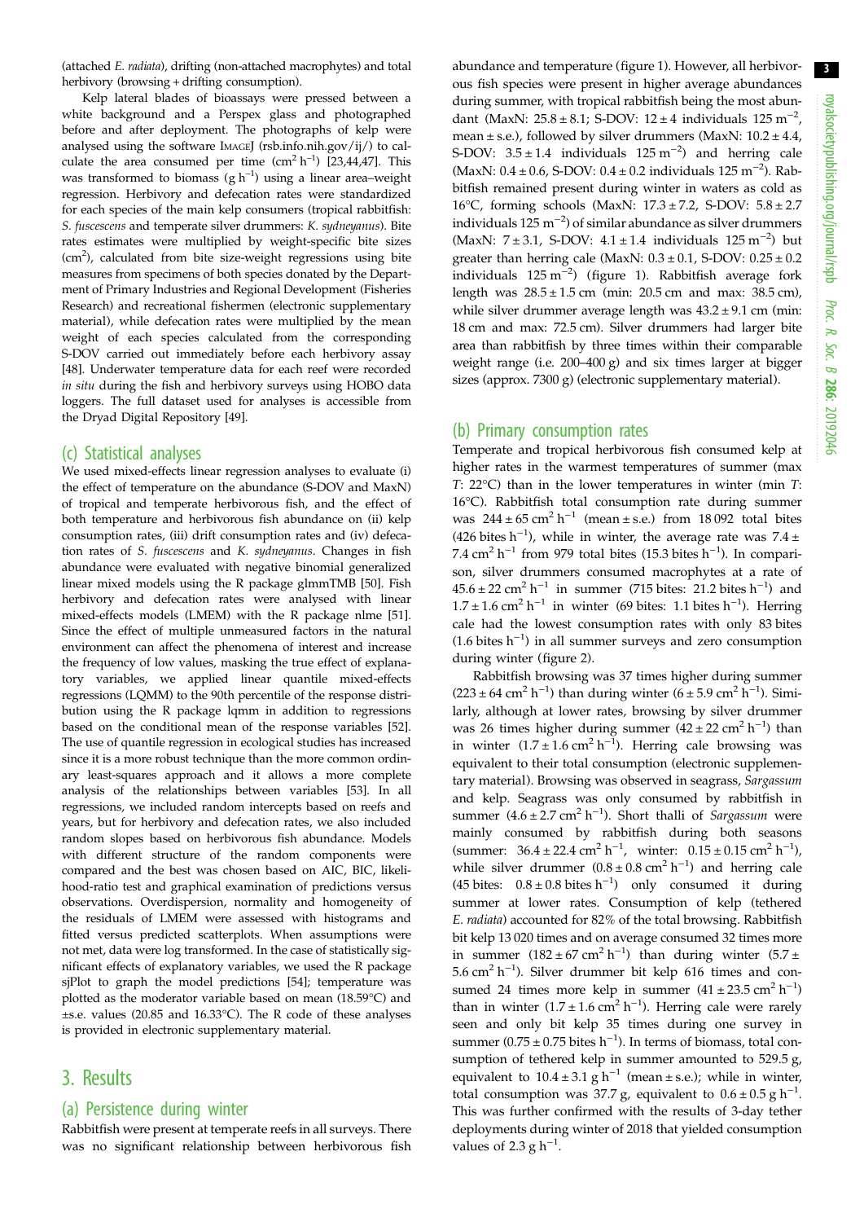(attached *E. radiata*), drifting (non-attached macrophytes) and total herbivory (browsing + drifting consumption).

Kelp lateral blades of bioassays were pressed between a white background and a Perspex glass and photographed before and after deployment. The photographs of kelp were analysed using the software IMAGEJ (rsb.info.nih.gov/ij/) to calculate the area consumed per time ($cm^2\ h^{-1}$) [23,44,47]. This was transformed to biomass ($g\ h^{-1}$) using a linear area–weight regression. Herbivory and defecation rates were standardized for each species of the main kelp consumers (tropical rabbitfish: *S. fuscescens* and temperate silver drummers: *K. sydneyanus*). Bite rates estimates were multiplied by weight-specific bite sizes ($cm^2$), calculated from bite size-weight regressions using bite measures from specimens of both species donated by the Department of Primary Industries and Regional Development (Fisheries Research) and recreational fishermen (electronic supplementary material), while defecation rates were multiplied by the mean weight of each species calculated from the corresponding S-DOV carried out immediately before each herbivory assay [48]. Underwater temperature data for each reef were recorded *in situ* during the fish and herbivory surveys using HOBO data loggers. The full dataset used for analyses is accessible from the Dryad Digital Repository [49].

## (c) Statistical analyses

We used mixed-effects linear regression analyses to evaluate (i) the effect of temperature on the abundance (S-DOV and MaxN) of tropical and temperate herbivorous fish, and the effect of both temperature and herbivorous fish abundance on (ii) kelp consumption rates, (iii) drift consumption rates and (iv) defecation rates of *S. fuscescens* and *K. sydneyanus*. Changes in fish abundance were evaluated with negative binomial generalized linear mixed models using the R package glmmTMB [50]. Fish herbivory and defecation rates were analysed with linear mixed-effects models (LMEM) with the R package nlme [51]. Since the effect of multiple unmeasured factors in the natural environment can affect the phenomena of interest and increase the frequency of low values, masking the true effect of explanatory variables, we applied linear quantile mixed-effects regressions (LQMM) to the 90th percentile of the response distribution using the R package lqmm in addition to regressions based on the conditional mean of the response variables [52]. The use of quantile regression in ecological studies has increased since it is a more robust technique than the more common ordinary least-squares approach and it allows a more complete analysis of the relationships between variables [53]. In all regressions, we included random intercepts based on reefs and years, but for herbivory and defecation rates, we also included random slopes based on herbivorous fish abundance. Models with different structure of the random components were compared and the best was chosen based on AIC, BIC, likelihood-ratio test and graphical examination of predictions versus observations. Overdispersion, normality and homogeneity of the residuals of LMEM were assessed with histograms and fitted versus predicted scatterplots. When assumptions were not met, data were log transformed. In the case of statistically significant effects of explanatory variables, we used the R package sjPlot to graph the model predictions [54]; temperature was plotted as the moderator variable based on mean (18.59°C) and ±s.e. values (20.85 and 16.33°C). The R code of these analyses is provided in electronic supplementary material.

# 3. Results

## (a) Persistence during winter

Rabbitfish were present at temperate reefs in all surveys. There was no significant relationship between herbivorous fish abundance and temperature (figure 1). However, all herbivorous fish species were present in higher average abundances during summer, with tropical rabbitfish being the most abundant (MaxN: 25.8 ± 8.1; S-DOV: 12 ± 4 individuals 125 $m^{-2}$, mean ± s.e.), followed by silver drummers (MaxN: 10.2 ± 4.4, S-DOV: 3.5 ± 1.4 individuals 125 $m^{-2}$) and herring cale (MaxN: 0.4 ± 0.6, S-DOV: 0.4 ± 0.2 individuals 125 $m^{-2}$). Rabbitfish remained present during winter in waters as cold as 16°C, forming schools (MaxN: 17.3 ± 7.2, S-DOV: 5.8 ± 2.7 individuals 125 $m^{-2}$) of similar abundance as silver drummers (MaxN: 7 ± 3.1, S-DOV: 4.1 ± 1.4 individuals 125 $m^{-2}$) but greater than herring cale (MaxN: 0.3 ± 0.1, S-DOV: 0.25 ± 0.2 individuals 125 $m^{-2}$) (figure 1). Rabbitfish average fork length was 28.5 ± 1.5 cm (min: 20.5 cm and max: 38.5 cm), while silver drummer average length was 43.2 ± 9.1 cm (min: 18 cm and max: 72.5 cm). Silver drummers had larger bite area than rabbitfish by three times within their comparable weight range (i.e. 200–400 g) and six times larger at bigger sizes (approx. 7300 g) (electronic supplementary material).

## (b) Primary consumption rates

Temperate and tropical herbivorous fish consumed kelp at higher rates in the warmest temperatures of summer (max *T*: 22°C) than in the lower temperatures in winter (min *T*: 16°C). Rabbitfish total consumption rate during summer was 244 ± 65 $cm^2\ h^{-1}$ (mean ± s.e.) from 18 092 total bites (426 bites $h^{-1}$), while in winter, the average rate was 7.4 ± 7.4 $cm^2\ h^{-1}$ from 979 total bites (15.3 bites $h^{-1}$). In comparison, silver drummers consumed macrophytes at a rate of 45.6 ± 22 $cm^2\ h^{-1}$ in summer (715 bites: 21.2 bites $h^{-1}$) and 1.7 ± 1.6 $cm^2\ h^{-1}$ in winter (69 bites: 1.1 bites $h^{-1}$). Herring cale had the lowest consumption rates with only 83 bites (1.6 bites $h^{-1}$) in all summer surveys and zero consumption during winter (figure 2).

Rabbitfish browsing was 37 times higher during summer (223 ± 64 $cm^2\ h^{-1}$) than during winter (6 ± 5.9 $cm^2\ h^{-1}$). Similarly, although at lower rates, browsing by silver drummer was 26 times higher during summer (42 ± 22 $cm^2\ h^{-1}$) than in winter (1.7 ± 1.6 $cm^2\ h^{-1}$). Herring cale browsing was equivalent to their total consumption (electronic supplementary material). Browsing was observed in seagrass, *Sargassum* and kelp. Seagrass was only consumed by rabbitfish in summer (4.6 ± 2.7 $cm^2\ h^{-1}$). Short thalli of *Sargassum* were mainly consumed by rabbitfish during both seasons (summer: 36.4 ± 22.4 $cm^2\ h^{-1}$, winter: 0.15 ± 0.15 $cm^2\ h^{-1}$), while silver drummer (0.8 ± 0.8 $cm^2\ h^{-1}$) and herring cale (45 bites: 0.8 ± 0.8 bites $h^{-1}$) only consumed it during summer at lower rates. Consumption of kelp (tethered *E. radiata*) accounted for 82% of the total browsing. Rabbitfish bit kelp 13 020 times and on average consumed 32 times more in summer (182 ± 67 $cm^2\ h^{-1}$) than during winter (5.7 ± 5.6 $cm^2\ h^{-1}$). Silver drummer bit kelp 616 times and consumed 24 times more kelp in summer (41 ± 23.5 $cm^2\ h^{-1}$) than in winter (1.7 ± 1.6 $cm^2\ h^{-1}$). Herring cale were rarely seen and only bit kelp 35 times during one survey in summer (0.75 ± 0.75 bites $h^{-1}$). In terms of biomass, total consumption of tethered kelp in summer amounted to 529.5 g, equivalent to 10.4 ± 3.1 g $h^{-1}$ (mean ± s.e.); while in winter, total consumption was 37.7 g, equivalent to 0.6 ± 0.5 g $h^{-1}$. This was further confirmed with the results of 3-day tether deployments during winter of 2018 that yielded consumption values of 2.3 g $h^{-1}$.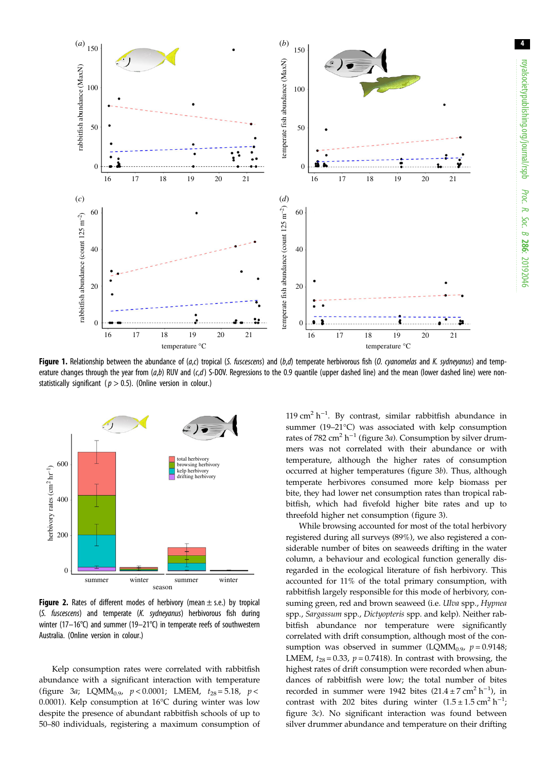**Figure 1.** Relationship between the abundance of (*a*,*c*) tropical (*S. fuscescens*) and (*b*,*d*) temperate herbivorous fish (*O. cyanomelas* and *K. sydneyanus*) and temperature changes through the year from (*a*,*b*) RUV and (*c*,*d*) S-DOV. Regressions to the 0.9 quantile (upper dashed line) and the mean (lower dashed line) were non-statistically significant ($p > 0.5$). (Online version in colour.)

**Figure 2.** Rates of different modes of herbivory (mean ± s.e.) by tropical (*S. fuscescens*) and temperate (*K. sydneyanus*) herbivorous fish during winter (17–16°C) and summer (19–21°C) in temperate reefs of southwestern Australia. (Online version in colour.)

Kelp consumption rates were correlated with rabbitfish abundance with a significant interaction with temperature (figure 3*a*; $\text{LQMM}_{0.9}$, $p < 0.0001$; LMEM, $t_{28} = 5.18$, $p < 0.0001$). Kelp consumption at 16°C during winter was low despite the presence of abundant rabbitfish schools of up to 50–80 individuals, registering a maximum consumption of 119 $\text{cm}^2\ \text{h}^{-1}$. By contrast, similar rabbitfish abundance in summer (19–21°C) was associated with kelp consumption rates of 782 $\text{cm}^2\ \text{h}^{-1}$ (figure 3*a*). Consumption by silver drummers was not correlated with their abundance or with temperature, although the higher rates of consumption occurred at higher temperatures (figure 3*b*). Thus, although temperate herbivores consumed more kelp biomass per bite, they had lower net consumption rates than tropical rabbitfish, which had fivefold higher bite rates and up to threefold higher net consumption (figure 3).

While browsing accounted for most of the total herbivory registered during all surveys (89%), we also registered a considerable number of bites on seaweeds drifting in the water column, a behaviour and ecological function generally disregarded in the ecological literature of fish herbivory. This accounted for 11% of the total primary consumption, with rabbitfish largely responsible for this mode of herbivory, consuming green, red and brown seaweed (i.e. *Ulva* spp., *Hypnea* spp., *Sargassum* spp., *Dictyopteris* spp. and kelp). Neither rabbitfish abundance nor temperature were significantly correlated with drift consumption, although most of the consumption was observed in summer ($\text{LQMM}_{0.9}$, $p = 0.9148$; LMEM, $t_{28} = 0.33$, $p = 0.7418$). In contrast with browsing, the highest rates of drift consumption were recorded when abundances of rabbitfish were low; the total number of bites recorded in summer were 1942 bites ($21.4 \pm 7\ \text{cm}^2\ \text{h}^{-1}$), in contrast with 202 bites during winter ($1.5 \pm 1.5\ \text{cm}^2\ \text{h}^{-1}$; figure 3*c*). No significant interaction was found between silver drummer abundance and temperature on their drifting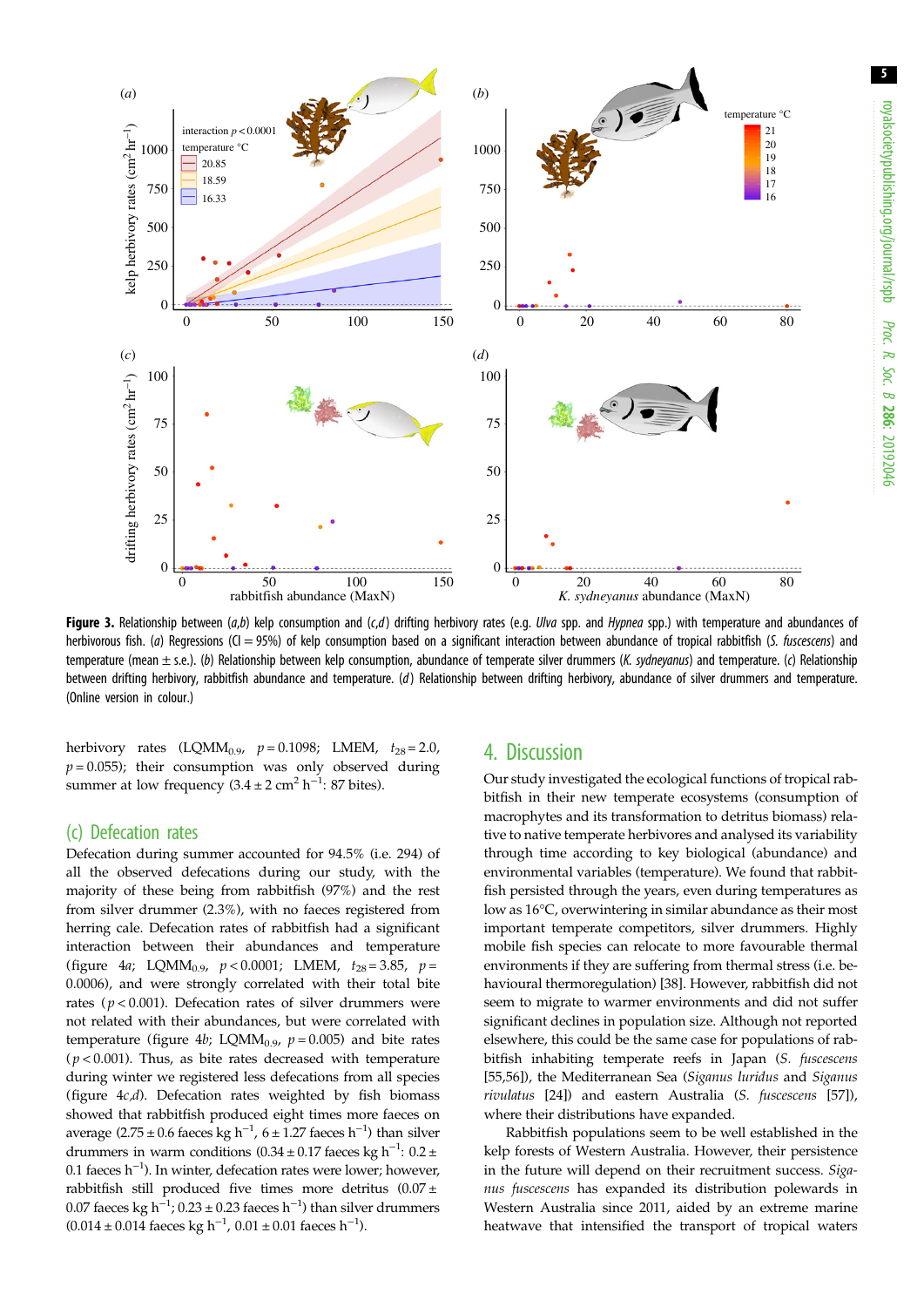**Figure 3.** Relationship between (*a*,*b*) kelp consumption and (*c*,*d*) drifting herbivory rates (e.g. *Ulva* spp. and *Hypnea* spp.) with temperature and abundances of herbivorous fish. (*a*) Regressions (CI = 95%) of kelp consumption based on a significant interaction between abundance of tropical rabbitfish (*S. fuscescens*) and temperature (mean ± s.e.). (*b*) Relationship between kelp consumption, abundance of temperate silver drummers (*K. sydneyanus*) and temperature. (*c*) Relationship between drifting herbivory, rabbitfish abundance and temperature. (*d*) Relationship between drifting herbivory, abundance of silver drummers and temperature. (Online version in colour.)

herbivory rates ($LQMM_{0.9}$, $p = 0.1098$; LMEM, $t_{28} = 2.0$, $p = 0.055$); their consumption was only observed during summer at low frequency ($3.4 \pm 2$ $cm^2$ $h^{-1}$: 87 bites).

## (c) Defecation rates

Defecation during summer accounted for 94.5% (i.e. 294) of all the observed defecations during our study, with the majority of these being from rabbitfish (97%) and the rest from silver drummer (2.3%), with no faeces registered from herring cale. Defecation rates of rabbitfish had a significant interaction between their abundances and temperature (figure 4*a*; $LQMM_{0.9}$, $p < 0.0001$; LMEM, $t_{28} = 3.85$, $p = 0.0006$), and were strongly correlated with their total bite rates ($p < 0.001$). Defecation rates of silver drummers were not related with their abundances, but were correlated with temperature (figure 4*b*; $LQMM_{0.9}$, $p = 0.005$) and bite rates ($p < 0.001$). Thus, as bite rates decreased with temperature during winter we registered less defecations from all species (figure 4*c*,*d*). Defecation rates weighted by fish biomass showed that rabbitfish produced eight times more faeces on average ($2.75 \pm 0.6$ faeces $kg$ $h^{-1}$, $6 \pm 1.27$ faeces $h^{-1}$) than silver drummers in warm conditions ($0.34 \pm 0.17$ faeces $kg$ $h^{-1}$: $0.2 \pm 0.1$ faeces $h^{-1}$). In winter, defecation rates were lower; however, rabbitfish still produced five times more detritus ($0.07 \pm 0.07$ faeces $kg$ $h^{-1}$; $0.23 \pm 0.23$ faeces $h^{-1}$) than silver drummers ($0.014 \pm 0.014$ faeces $kg$ $h^{-1}$, $0.01 \pm 0.01$ faeces $h^{-1}$).

# 4. Discussion

Our study investigated the ecological functions of tropical rabbitfish in their new temperate ecosystems (consumption of macrophytes and its transformation to detritus biomass) relative to native temperate herbivores and analysed its variability through time according to key biological (abundance) and environmental variables (temperature). We found that rabbitfish persisted through the years, even during temperatures as low as 16°C, overwintering in similar abundance as their most important temperate competitors, silver drummers. Highly mobile fish species can relocate to more favourable thermal environments if they are suffering from thermal stress (i.e. behavioural thermoregulation) [38]. However, rabbitfish did not seem to migrate to warmer environments and did not suffer significant declines in population size. Although not reported elsewhere, this could be the same case for populations of rabbitfish inhabiting temperate reefs in Japan (*S. fuscescens* [55,56]), the Mediterranean Sea (*Siganus luridus* and *Siganus rivulatus* [24]) and eastern Australia (*S. fuscescens* [57]), where their distributions have expanded.

Rabbitfish populations seem to be well established in the kelp forests of Western Australia. However, their persistence in the future will depend on their recruitment success. *Siganus fuscescens* has expanded its distribution polewards in Western Australia since 2011, aided by an extreme marine heatwave that intensified the transport of tropical waters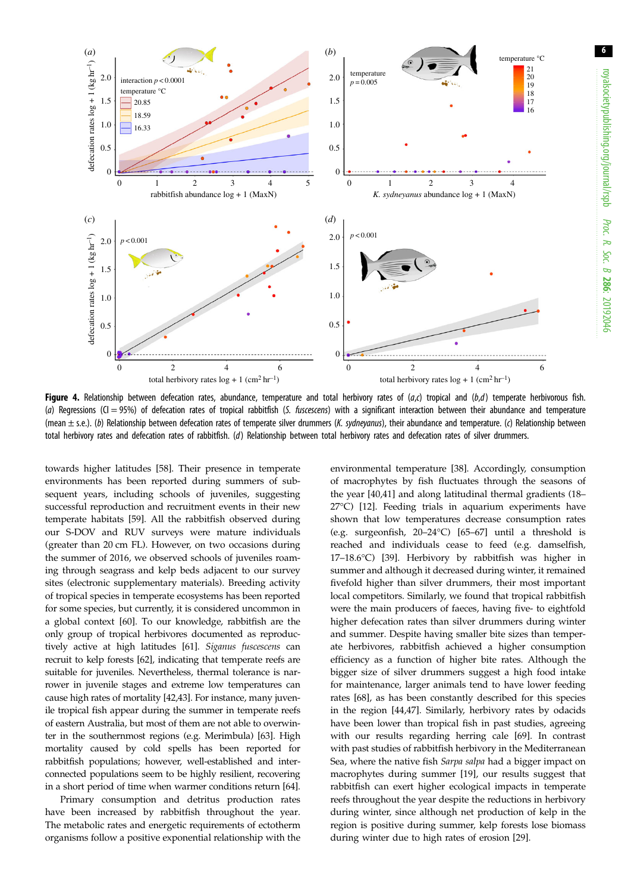**Figure 4.** Relationship between defecation rates, abundance, temperature and total herbivory rates of (*a*,*c*) tropical and (*b*,*d*) temperate herbivorous fish. (*a*) Regressions (CI = 95%) of defecation rates of tropical rabbitfish (*S. fuscescens*) with a significant interaction between their abundance and temperature (mean ± s.e.). (*b*) Relationship between defecation rates of temperate silver drummers (*K. sydneyanus*), their abundance and temperature. (*c*) Relationship between total herbivory rates and defecation rates of rabbitfish. (*d*) Relationship between total herbivory rates and defecation rates of silver drummers.

towards higher latitudes [58]. Their presence in temperate environments has been reported during summers of subsequent years, including schools of juveniles, suggesting successful reproduction and recruitment events in their new temperate habitats [59]. All the rabbitfish observed during our S-DOV and RUV surveys were mature individuals (greater than 20 cm FL). However, on two occasions during the summer of 2016, we observed schools of juveniles roaming through seagrass and kelp beds adjacent to our survey sites (electronic supplementary materials). Breeding activity of tropical species in temperate ecosystems has been reported for some species, but currently, it is considered uncommon in a global context [60]. To our knowledge, rabbitfish are the only group of tropical herbivores documented as reproductively active at high latitudes [61]. *Siganus fuscescens* can recruit to kelp forests [62], indicating that temperate reefs are suitable for juveniles. Nevertheless, thermal tolerance is narrower in juvenile stages and extreme low temperatures can cause high rates of mortality [42,43]. For instance, many juvenile tropical fish appear during the summer in temperate reefs of eastern Australia, but most of them are not able to overwinter in the southernmost regions (e.g. Merimbula) [63]. High mortality caused by cold spells has been reported for rabbitfish populations; however, well-established and interconnected populations seem to be highly resilient, recovering in a short period of time when warmer conditions return [64].

Primary consumption and detritus production rates have been increased by rabbitfish throughout the year. The metabolic rates and energetic requirements of ectotherm organisms follow a positive exponential relationship with the environmental temperature [38]. Accordingly, consumption of macrophytes by fish fluctuates through the seasons of the year [40,41] and along latitudinal thermal gradients (18–27°C) [12]. Feeding trials in aquarium experiments have shown that low temperatures decrease consumption rates (e.g. surgeonfish, 20–24°C) [65–67] until a threshold is reached and individuals cease to feed (e.g. damselfish, 17–18.6°C) [39]. Herbivory by rabbitfish was higher in summer and although it decreased during winter, it remained fivefold higher than silver drummers, their most important local competitors. Similarly, we found that tropical rabbitfish were the main producers of faeces, having five- to eightfold higher defecation rates than silver drummers during winter and summer. Despite having smaller bite sizes than temperate herbivores, rabbitfish achieved a higher consumption efficiency as a function of higher bite rates. Although the bigger size of silver drummers suggest a high food intake for maintenance, larger animals tend to have lower feeding rates [68], as has been constantly described for this species in the region [44,47]. Similarly, herbivory rates by odacids have been lower than tropical fish in past studies, agreeing with our results regarding herring cale [69]. In contrast with past studies of rabbitfish herbivory in the Mediterranean Sea, where the native fish *Sarpa salpa* had a bigger impact on macrophytes during summer [19], our results suggest that rabbitfish can exert higher ecological impacts in temperate reefs throughout the year despite the reductions in herbivory during winter, since although net production of kelp in the region is positive during summer, kelp forests lose biomass during winter due to high rates of erosion [29].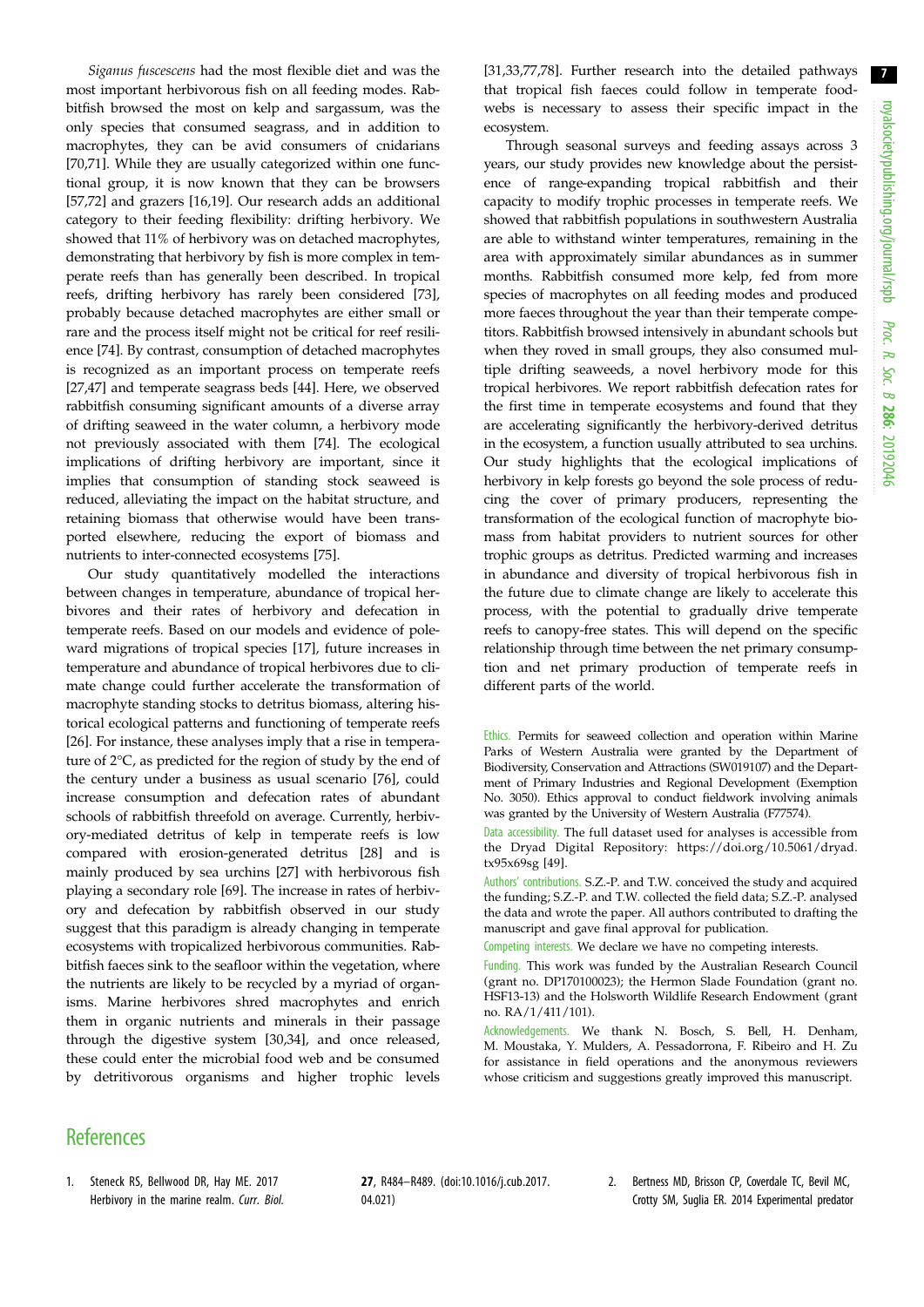*Siganus fuscescens* had the most flexible diet and was the most important herbivorous fish on all feeding modes. Rabbitfish browsed the most on kelp and sargassum, was the only species that consumed seagrass, and in addition to macrophytes, they can be avid consumers of cnidarians [70,71]. While they are usually categorized within one functional group, it is now known that they can be browsers [57,72] and grazers [16,19]. Our research adds an additional category to their feeding flexibility: drifting herbivory. We showed that 11% of herbivory was on detached macrophytes, demonstrating that herbivory by fish is more complex in temperate reefs than has generally been described. In tropical reefs, drifting herbivory has rarely been considered [73], probably because detached macrophytes are either small or rare and the process itself might not be critical for reef resilience [74]. By contrast, consumption of detached macrophytes is recognized as an important process on temperate reefs [27,47] and temperate seagrass beds [44]. Here, we observed rabbitfish consuming significant amounts of a diverse array of drifting seaweed in the water column, a herbivory mode not previously associated with them [74]. The ecological implications of drifting herbivory are important, since it implies that consumption of standing stock seaweed is reduced, alleviating the impact on the habitat structure, and retaining biomass that otherwise would have been transported elsewhere, reducing the export of biomass and nutrients to inter-connected ecosystems [75].

Our study quantitatively modelled the interactions between changes in temperature, abundance of tropical herbivores and their rates of herbivory and defecation in temperate reefs. Based on our models and evidence of poleward migrations of tropical species [17], future increases in temperature and abundance of tropical herbivores due to climate change could further accelerate the transformation of macrophyte standing stocks to detritus biomass, altering historical ecological patterns and functioning of temperate reefs [26]. For instance, these analyses imply that a rise in temperature of 2°C, as predicted for the region of study by the end of the century under a business as usual scenario [76], could increase consumption and defecation rates of abundant schools of rabbitfish threefold on average. Currently, herbivory-mediated detritus of kelp in temperate reefs is low compared with erosion-generated detritus [28] and is mainly produced by sea urchins [27] with herbivorous fish playing a secondary role [69]. The increase in rates of herbivory and defecation by rabbitfish observed in our study suggest that this paradigm is already changing in temperate ecosystems with tropicalized herbivorous communities. Rabbitfish faeces sink to the seafloor within the vegetation, where the nutrients are likely to be recycled by a myriad of organisms. Marine herbivores shred macrophytes and enrich them in organic nutrients and minerals in their passage through the digestive system [30,34], and once released, these could enter the microbial food web and be consumed by detritivorous organisms and higher trophic levels [31,33,77,78]. Further research into the detailed pathways that tropical fish faeces could follow in temperate food-webs is necessary to assess their specific impact in the ecosystem.

Through seasonal surveys and feeding assays across 3 years, our study provides new knowledge about the persistence of range-expanding tropical rabbitfish and their capacity to modify trophic processes in temperate reefs. We showed that rabbitfish populations in southwestern Australia are able to withstand winter temperatures, remaining in the area with approximately similar abundances as in summer months. Rabbitfish consumed more kelp, fed from more species of macrophytes on all feeding modes and produced more faeces throughout the year than their temperate competitors. Rabbitfish browsed intensively in abundant schools but when they roved in small groups, they also consumed multiple drifting seaweeds, a novel herbivory mode for this tropical herbivores. We report rabbitfish defecation rates for the first time in temperate ecosystems and found that they are accelerating significantly the herbivory-derived detritus in the ecosystem, a function usually attributed to sea urchins. Our study highlights that the ecological implications of herbivory in kelp forests go beyond the sole process of reducing the cover of primary producers, representing the transformation of the ecological function of macrophyte biomass from habitat providers to nutrient sources for other trophic groups as detritus. Predicted warming and increases in abundance and diversity of tropical herbivorous fish in the future due to climate change are likely to accelerate this process, with the potential to gradually drive temperate reefs to canopy-free states. This will depend on the specific relationship through time between the net primary consumption and net primary production of temperate reefs in different parts of the world.

Ethics. Permits for seaweed collection and operation within Marine Parks of Western Australia were granted by the Department of Biodiversity, Conservation and Attractions (SW019107) and the Department of Primary Industries and Regional Development (Exemption No. 3050). Ethics approval to conduct fieldwork involving animals was granted by the University of Western Australia (F77574).

Data accessibility. The full dataset used for analyses is accessible from the Dryad Digital Repository: https://doi.org/10.5061/dryad.tx95x69sg [49].

Authors' contributions. S.Z.-P. and T.W. conceived the study and acquired the funding; S.Z.-P. and T.W. collected the field data; S.Z.-P. analysed the data and wrote the paper. All authors contributed to drafting the manuscript and gave final approval for publication.

Competing interests. We declare we have no competing interests.

Funding. This work was funded by the Australian Research Council (grant no. DP170100023); the Hermon Slade Foundation (grant no. HSF13-13) and the Holsworth Wildlife Research Endowment (grant no. RA/1/411/101).

Acknowledgements. We thank N. Bosch, S. Bell, H. Denham, M. Moustaka, Y. Mulders, A. Pessadorrona, F. Ribeiro and H. Zu for assistance in field operations and the anonymous reviewers whose criticism and suggestions greatly improved this manuscript.

## References

1. Steneck RS, Bellwood DR, Hay ME. 2017 Herbivory in the marine realm. *Curr. Biol.* **27**, R484–R489. (doi:10.1016/j.cub.2017.04.021)
2. Bertness MD, Brisson CP, Coverdale TC, Bevil MC, Crotty SM, Suglia ER. 2014 Experimental predator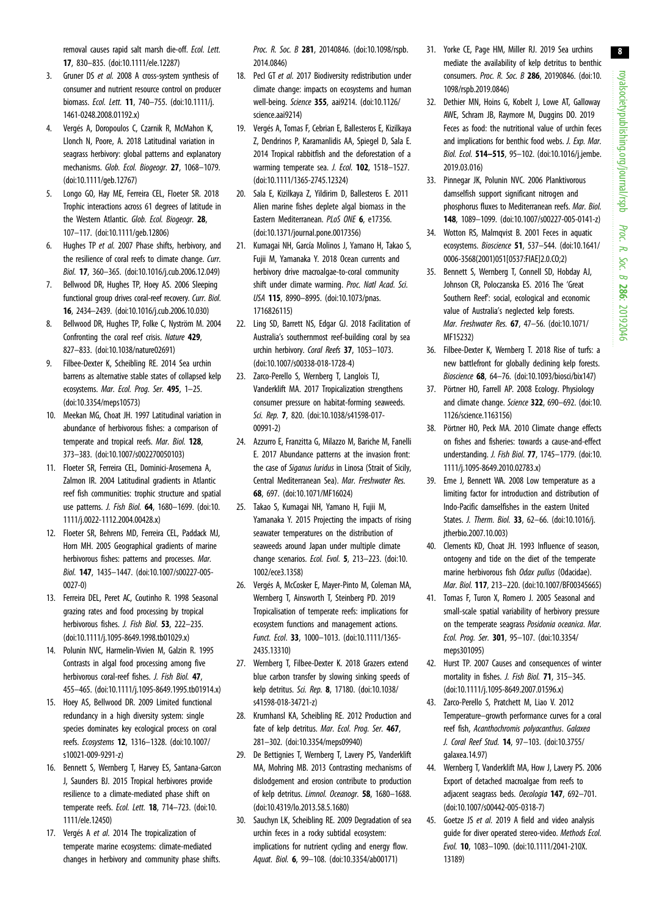removal causes rapid salt marsh die-off. *Ecol. Lett.* **17**, 830–835. (doi:10.1111/ele.12287)

3. Gruner DS *et al.* 2008 A cross-system synthesis of consumer and nutrient resource control on producer biomass. *Ecol. Lett.* **11**, 740–755. (doi:10.1111/j.1461-0248.2008.01192.x)
4. Vergés A, Doropoulos C, Czarnik R, McMahon K, Llonch N, Poore, A. 2018 Latitudinal variation in seagrass herbivory: global patterns and explanatory mechanisms. *Glob. Ecol. Biogeogr.* **27**, 1068–1079. (doi:10.1111/geb.12767)
5. Longo GO, Hay ME, Ferreira CEL, Floeter SR. 2018 Trophic interactions across 61 degrees of latitude in the Western Atlantic. *Glob. Ecol. Biogeogr.* **28**, 107–117. (doi:10.1111/geb.12806)
6. Hughes TP *et al.* 2007 Phase shifts, herbivory, and the resilience of coral reefs to climate change. *Curr. Biol.* **17**, 360–365. (doi:10.1016/j.cub.2006.12.049)
7. Bellwood DR, Hughes TP, Hoey AS. 2006 Sleeping functional group drives coral-reef recovery. *Curr. Biol.* **16**, 2434–2439. (doi:10.1016/j.cub.2006.10.030)
8. Bellwood DR, Hughes TP, Folke C, Nyström M. 2004 Confronting the coral reef crisis. *Nature* **429**, 827–833. (doi:10.1038/nature02691)
9. Filbee-Dexter K, Scheibling RE. 2014 Sea urchin barrens as alternative stable states of collapsed kelp ecosystems. *Mar. Ecol. Prog. Ser.* **495**, 1–25. (doi:10.3354/meps10573)
10. Meekan MG, Choat JH. 1997 Latitudinal variation in abundance of herbivorous fishes: a comparison of temperate and tropical reefs. *Mar. Biol.* **128**, 373–383. (doi:10.1007/s002270050103)
11. Floeter SR, Ferreira CEL, Dominici-Arosemena A, Zalmon IR. 2004 Latitudinal gradients in Atlantic reef fish communities: trophic structure and spatial use patterns. *J. Fish Biol.* **64**, 1680–1699. (doi:10.1111/j.0022-1112.2004.00428.x)
12. Floeter SR, Behrens MD, Ferreira CEL, Paddack MJ, Horn MH. 2005 Geographical gradients of marine herbivorous fishes: patterns and processes. *Mar. Biol.* **147**, 1435–1447. (doi:10.1007/s00227-005-0027-0)
13. Ferreira DEL, Peret AC, Coutinho R. 1998 Seasonal grazing rates and food processing by tropical herbivorous fishes. *J. Fish Biol.* **53**, 222–235. (doi:10.1111/j.1095-8649.1998.tb01029.x)
14. Polunin NVC, Harmelin-Vivien M, Galzin R. 1995 Contrasts in algal food processing among five herbivorous coral-reef fishes. *J. Fish Biol.* **47**, 455–465. (doi:10.1111/j.1095-8649.1995.tb01914.x)
15. Hoey AS, Bellwood DR. 2009 Limited functional redundancy in a high diversity system: single species dominates key ecological process on coral reefs. *Ecosystems* **12**, 1316–1328. (doi:10.1007/s10021-009-9291-z)
16. Bennett S, Wernberg T, Harvey ES, Santana-Garcon J, Saunders BJ. 2015 Tropical herbivores provide resilience to a climate-mediated phase shift on temperate reefs. *Ecol. Lett.* **18**, 714–723. (doi:10.1111/ele.12450)
17. Vergés A *et al.* 2014 The tropicalization of temperate marine ecosystems: climate-mediated changes in herbivory and community phase shifts. *Proc. R. Soc. B* **281**, 20140846. (doi:10.1098/rspb.2014.0846)
18. Pecl GT *et al.* 2017 Biodiversity redistribution under climate change: impacts on ecosystems and human well-being. *Science* **355**, aai9214. (doi:10.1126/science.aai9214)
19. Vergés A, Tomas F, Cebrian E, Ballesteros E, Kizilkaya Z, Dendrinos P, Karamanlidis AA, Spiegel D, Sala E. 2014 Tropical rabbitfish and the deforestation of a warming temperate sea. *J. Ecol.* **102**, 1518–1527. (doi:10.1111/1365-2745.12324)
20. Sala E, Kizilkaya Z, Yildirim D, Ballesteros E. 2011 Alien marine fishes deplete algal biomass in the Eastern Mediterranean. *PLoS ONE* **6**, e17356. (doi:10.1371/journal.pone.0017356)
21. Kumagai NH, García Molinos J, Yamano H, Takao S, Fujii M, Yamanaka Y. 2018 Ocean currents and herbivory drive macroalgae-to-coral community shift under climate warming. *Proc. Natl Acad. Sci. USA* **115**, 8990–8995. (doi:10.1073/pnas.1716826115)
22. Ling SD, Barrett NS, Edgar GJ. 2018 Facilitation of Australia's southernmost reef-building coral by sea urchin herbivory. *Coral Reefs* **37**, 1053–1073. (doi:10.1007/s00338-018-1728-4)
23. Zarco-Perello S, Wernberg T, Langlois TJ, Vanderklift MA. 2017 Tropicalization strengthens consumer pressure on habitat-forming seaweeds. *Sci. Rep.* **7**, 820. (doi:10.1038/s41598-017-00991-2)
24. Azzurro E, Franzitta G, Milazzo M, Bariche M, Fanelli E. 2017 Abundance patterns at the invasion front: the case of *Siganus luridus* in Linosa (Strait of Sicily, Central Mediterranean Sea). *Mar. Freshwater Res.* **68**, 697. (doi:10.1071/MF16024)
25. Takao S, Kumagai NH, Yamano H, Fujii M, Yamanaka Y. 2015 Projecting the impacts of rising seawater temperatures on the distribution of seaweeds around Japan under multiple climate change scenarios. *Ecol. Evol.* **5**, 213–223. (doi:10.1002/ece3.1358)
26. Vergés A, McCosker E, Mayer-Pinto M, Coleman MA, Wernberg T, Ainsworth T, Steinberg PD. 2019 Tropicalisation of temperate reefs: implications for ecosystem functions and management actions. *Funct. Ecol.* **33**, 1000–1013. (doi:10.1111/1365-2435.13310)
27. Wernberg T, Filbee-Dexter K. 2018 Grazers extend blue carbon transfer by slowing sinking speeds of kelp detritus. *Sci. Rep.* **8**, 17180. (doi:10.1038/s41598-018-34721-z)
28. Krumhansl KA, Scheibling RE. 2012 Production and fate of kelp detritus. *Mar. Ecol. Prog. Ser.* **467**, 281–302. (doi:10.3354/meps09940)
29. De Bettignies T, Wernberg T, Lavery PS, Vanderklift MA, Mohring MB. 2013 Contrasting mechanisms of dislodgement and erosion contribute to production of kelp detritus. *Limnol. Oceanogr.* **58**, 1680–1688. (doi:10.4319/lo.2013.58.5.1680)
30. Sauchyn LK, Scheibling RE. 2009 Degradation of sea urchin feces in a rocky subtidal ecosystem: implications for nutrient cycling and energy flow. *Aquat. Biol.* **6**, 99–108. (doi:10.3354/ab00171)
31. Yorke CE, Page HM, Miller RJ. 2019 Sea urchins mediate the availability of kelp detritus to benthic consumers. *Proc. R. Soc. B* **286**, 20190846. (doi:10.1098/rspb.2019.0846)
32. Dethier MN, Hoins G, Kobelt J, Lowe AT, Galloway AWE, Schram JB, Raymore M, Duggins DO. 2019 Feces as food: the nutritional value of urchin feces and implications for benthic food webs. *J. Exp. Mar. Biol. Ecol.* **514–515**, 95–102. (doi:10.1016/j.jembe.2019.03.016)
33. Pinnegar JK, Polunin NVC. 2006 Planktivorous damselfish support significant nitrogen and phosphorus fluxes to Mediterranean reefs. *Mar. Biol.* **148**, 1089–1099. (doi:10.1007/s00227-005-0141-z)
34. Wotton RS, Malmqvist B. 2001 Feces in aquatic ecosystems. *Bioscience* **51**, 537–544. (doi:10.1641/0006-3568(2001)051[0537:FIAE]2.0.CO;2)
35. Bennett S, Wernberg T, Connell SD, Hobday AJ, Johnson CR, Poloczanska ES. 2016 The 'Great Southern Reef': social, ecological and economic value of Australia's neglected kelp forests. *Mar. Freshwater Res.* **67**, 47–56. (doi:10.1071/MF15232)
36. Filbee-Dexter K, Wernberg T. 2018 Rise of turfs: a new battlefront for globally declining kelp forests. *Bioscience* **68**, 64–76. (doi:10.1093/biosci/bix147)
37. Pörtner HO, Farrell AP. 2008 Ecology. Physiology and climate change. *Science* **322**, 690–692. (doi:10.1126/science.1163156)
38. Pörtner HO, Peck MA. 2010 Climate change effects on fishes and fisheries: towards a cause-and-effect understanding. *J. Fish Biol.* **77**, 1745–1779. (doi:10.1111/j.1095-8649.2010.02783.x)
39. Eme J, Bennett WA. 2008 Low temperature as a limiting factor for introduction and distribution of Indo-Pacific damselfishes in the eastern United States. *J. Therm. Biol.* **33**, 62–66. (doi:10.1016/j.jtherbio.2007.10.003)
40. Clements KD, Choat JH. 1993 Influence of season, ontogeny and tide on the diet of the temperate marine herbivorous fish *Odax pullus* (Odacidae). *Mar. Biol.* **117**, 213–220. (doi:10.1007/BF00345665)
41. Tomas F, Turon X, Romero J. 2005 Seasonal and small-scale spatial variability of herbivory pressure on the temperate seagrass *Posidonia oceanica*. *Mar. Ecol. Prog. Ser.* **301**, 95–107. (doi:10.3354/meps301095)
42. Hurst TP. 2007 Causes and consequences of winter mortality in fishes. *J. Fish Biol.* **71**, 315–345. (doi:10.1111/j.1095-8649.2007.01596.x)
43. Zarco-Perello S, Pratchett M, Liao V. 2012 Temperature–growth performance curves for a coral reef fish, *Acanthochromis polyacanthus*. *Galaxea J. Coral Reef Stud.* **14**, 97–103. (doi:10.3755/galaxea.14.97)
44. Wernberg T, Vanderklift MA, How J, Lavery PS. 2006 Export of detached macroalgae from reefs to adjacent seagrass beds. *Oecologia* **147**, 692–701. (doi:10.1007/s00442-005-0318-7)
45. Goetze JS *et al.* 2019 A field and video analysis guide for diver operated stereo-video. *Methods Ecol. Evol.* **10**, 1083–1090. (doi:10.1111/2041-210X.13189)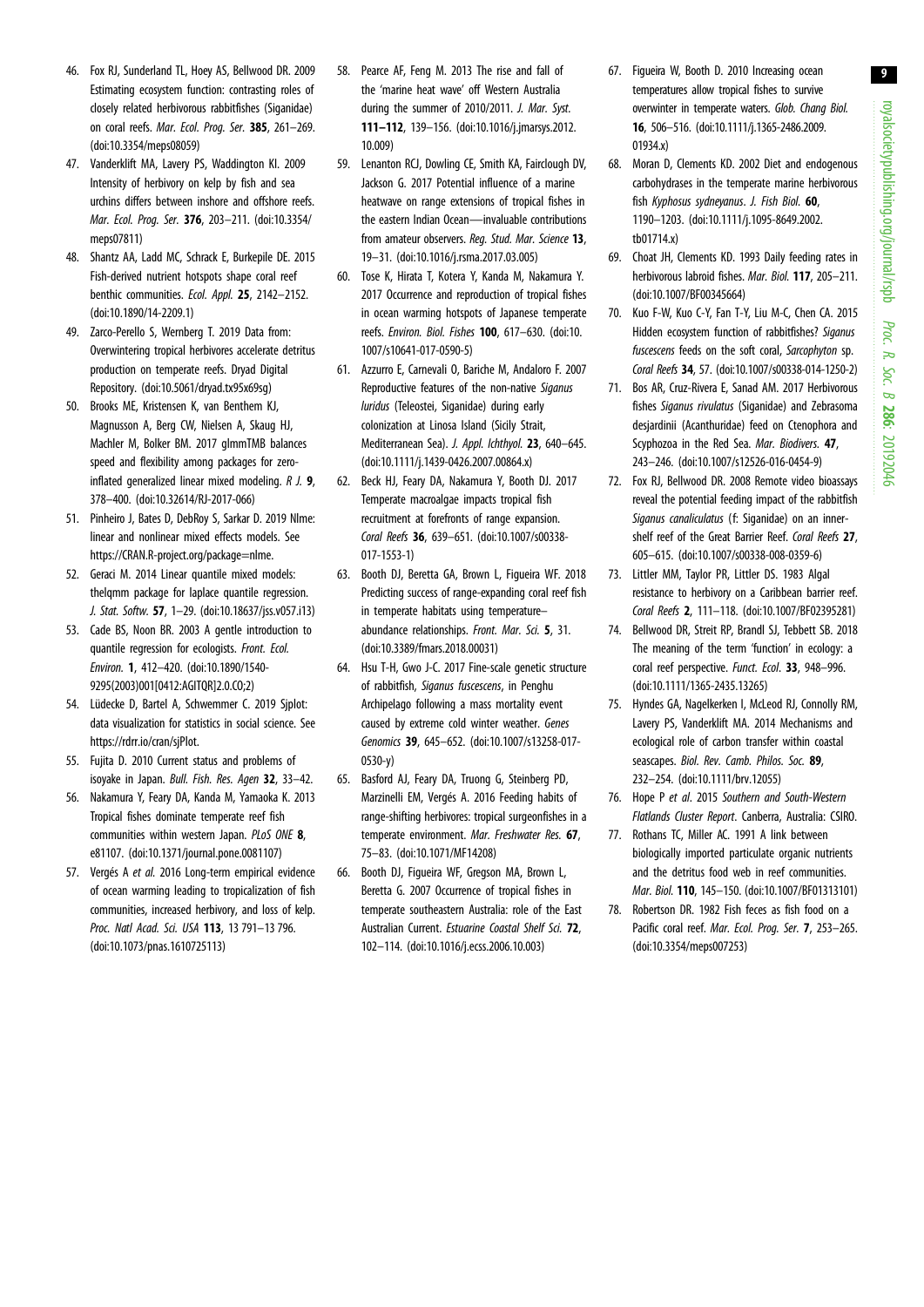46. Fox RJ, Sunderland TL, Hoey AS, Bellwood DR. 2009 Estimating ecosystem function: contrasting roles of closely related herbivorous rabbitfishes (Siganidae) on coral reefs. *Mar. Ecol. Prog. Ser.* **385**, 261–269. (doi:10.3354/meps08059)
47. Vanderklift MA, Lavery PS, Waddington KI. 2009 Intensity of herbivory on kelp by fish and sea urchins differs between inshore and offshore reefs. *Mar. Ecol. Prog. Ser.* **376**, 203–211. (doi:10.3354/meps07811)
48. Shantz AA, Ladd MC, Schrack E, Burkepile DE. 2015 Fish-derived nutrient hotspots shape coral reef benthic communities. *Ecol. Appl.* **25**, 2142–2152. (doi:10.1890/14-2209.1)
49. Zarco-Perello S, Wernberg T. 2019 Data from: Overwintering tropical herbivores accelerate detritus production on temperate reefs. Dryad Digital Repository. (doi:10.5061/dryad.tx95x69sg)
50. Brooks ME, Kristensen K, van Benthem KJ, Magnusson A, Berg CW, Nielsen A, Skaug HJ, Machler M, Bolker BM. 2017 glmmTMB balances speed and flexibility among packages for zero-inflated generalized linear mixed modeling. *R J.* **9**, 378–400. (doi:10.32614/RJ-2017-066)
51. Pinheiro J, Bates D, DebRoy S, Sarkar D. 2019 Nlme: linear and nonlinear mixed effects models. See https://CRAN.R-project.org/package=nlme.
52. Geraci M. 2014 Linear quantile mixed models: thelqmm package for laplace quantile regression. *J. Stat. Softw.* **57**, 1–29. (doi:10.18637/jss.v057.i13)
53. Cade BS, Noon BR. 2003 A gentle introduction to quantile regression for ecologists. *Front. Ecol. Environ.* **1**, 412–420. (doi:10.1890/1540-9295(2003)001[0412:AGITQR]2.0.CO;2)
54. Lüdecke D, Bartel A, Schwemmer C. 2019 Sjplot: data visualization for statistics in social science. See https://rdrr.io/cran/sjPlot.
55. Fujita S. 2010 Current status and problems of isoyake in Japan. *Bull. Fish. Res. Agen* **32**, 33–42.
56. Nakamura Y, Feary DA, Kanda M, Yamaoka K. 2013 Tropical fishes dominate temperate reef fish communities within western Japan. *PLoS ONE* **8**, e81107. (doi:10.1371/journal.pone.0081107)
57. Vergés A *et al.* 2016 Long-term empirical evidence of ocean warming leading to tropicalization of fish communities, increased herbivory, and loss of kelp. *Proc. Natl Acad. Sci. USA* **113**, 13 791–13 796. (doi:10.1073/pnas.1610725113)
58. Pearce AF, Feng M. 2013 The rise and fall of the 'marine heat wave' off Western Australia during the summer of 2010/2011. *J. Mar. Syst.* **111–112**, 139–156. (doi:10.1016/j.jmarsys.2012.10.009)
59. Lenanton RCJ, Dowling CE, Smith KA, Fairclough DV, Jackson G. 2017 Potential influence of a marine heatwave on range extensions of tropical fishes in the eastern Indian Ocean—invaluable contributions from amateur observers. *Reg. Stud. Mar. Science* **13**, 19–31. (doi:10.1016/j.rsma.2017.03.005)
60. Tose K, Hirata T, Kotera Y, Kanda M, Nakamura Y. 2017 Occurrence and reproduction of tropical fishes in ocean warming hotspots of Japanese temperate reefs. *Environ. Biol. Fishes* **100**, 617–630. (doi:10.1007/s10641-017-0590-5)
61. Azzurro E, Carnevali O, Bariche M, Andaloro F. 2007 Reproductive features of the non-native *Siganus luridus* (Teleostei, Siganidae) during early colonization at Linosa Island (Sicily Strait, Mediterranean Sea). *J. Appl. Ichthyol.* **23**, 640–645. (doi:10.1111/j.1439-0426.2007.00864.x)
62. Beck HJ, Feary DA, Nakamura Y, Booth DJ. 2017 Temperate macroalgae impacts tropical fish recruitment at forefronts of range expansion. *Coral Reefs* **36**, 639–651. (doi:10.1007/s00338-017-1553-1)
63. Booth DJ, Beretta GA, Brown L, Figueira WF. 2018 Predicting success of range-expanding coral reef fish in temperate habitats using temperature–abundance relationships. *Front. Mar. Sci.* **5**, 31. (doi:10.3389/fmars.2018.00031)
64. Hsu T-H, Gwo J-C. 2017 Fine-scale genetic structure of rabbitfish, *Siganus fuscescens*, in Penghu Archipelago following a mass mortality event caused by extreme cold winter weather. *Genes Genomics* **39**, 645–652. (doi:10.1007/s13258-017-0530-y)
65. Basford AJ, Feary DA, Truong G, Steinberg PD, Marzinelli EM, Vergés A. 2016 Feeding habits of range-shifting herbivores: tropical surgeonfishes in a temperate environment. *Mar. Freshwater Res.* **67**, 75–83. (doi:10.1071/MF14208)
66. Booth DJ, Figueira WF, Gregson MA, Brown L, Beretta G. 2007 Occurrence of tropical fishes in temperate southeastern Australia: role of the East Australian Current. *Estuarine Coastal Shelf Sci.* **72**, 102–114. (doi:10.1016/j.ecss.2006.10.003)
67. Figueira W, Booth D. 2010 Increasing ocean temperatures allow tropical fishes to survive overwinter in temperate waters. *Glob. Chang Biol.* **16**, 506–516. (doi:10.1111/j.1365-2486.2009.01934.x)
68. Moran D, Clements KD. 2002 Diet and endogenous carbohydrases in the temperate marine herbivorous fish *Kyphosus sydneyanus*. *J. Fish Biol.* **60**, 1190–1203. (doi:10.1111/j.1095-8649.2002.tb01714.x)
69. Choat JH, Clements KD. 1993 Daily feeding rates in herbivorous labroid fishes. *Mar. Biol.* **117**, 205–211. (doi:10.1007/BF00345664)
70. Kuo F-W, Kuo C-Y, Fan T-Y, Liu M-C, Chen CA. 2015 Hidden ecosystem function of rabbitfishes? *Siganus fuscescens* feeds on the soft coral, *Sarcophyton* sp. *Coral Reefs* **34**, 57. (doi:10.1007/s00338-014-1250-2)
71. Bos AR, Cruz-Rivera E, Sanad AM. 2017 Herbivorous fishes *Siganus rivulatus* (Siganidae) and Zebrasoma desjardinii (Acanthuridae) feed on Ctenophora and Scyphozoa in the Red Sea. *Mar. Biodivers.* **47**, 243–246. (doi:10.1007/s12526-016-0454-9)
72. Fox RJ, Bellwood DR. 2008 Remote video bioassays reveal the potential feeding impact of the rabbitfish *Siganus canaliculatus* (f: Siganidae) on an inner-shelf reef of the Great Barrier Reef. *Coral Reefs* **27**, 605–615. (doi:10.1007/s00338-008-0359-6)
73. Littler MM, Taylor PR, Littler DS. 1983 Algal resistance to herbivory on a Caribbean barrier reef. *Coral Reefs* **2**, 111–118. (doi:10.1007/BF02395281)
74. Bellwood DR, Streit RP, Brandl SJ, Tebbett SB. 2018 The meaning of the term 'function' in ecology: a coral reef perspective. *Funct. Ecol.* **33**, 948–996. (doi:10.1111/1365-2435.13265)
75. Hyndes GA, Nagelkerken I, McLeod RJ, Connolly RM, Lavery PS, Vanderklift MA. 2014 Mechanisms and ecological role of carbon transfer within coastal seascapes. *Biol. Rev. Camb. Philos. Soc.* **89**, 232–254. (doi:10.1111/brv.12055)
76. Hope P *et al.* 2015 *Southern and South-Western Flatlands Cluster Report*. Canberra, Australia: CSIRO.
77. Rothans TC, Miller AC. 1991 A link between biologically imported particulate organic nutrients and the detritus food web in reef communities. *Mar. Biol.* **110**, 145–150. (doi:10.1007/BF01313101)
78. Robertson DR. 1982 Fish feces as fish food on a Pacific coral reef. *Mar. Ecol. Prog. Ser.* **7**, 253–265. (doi:10.3354/meps007253)